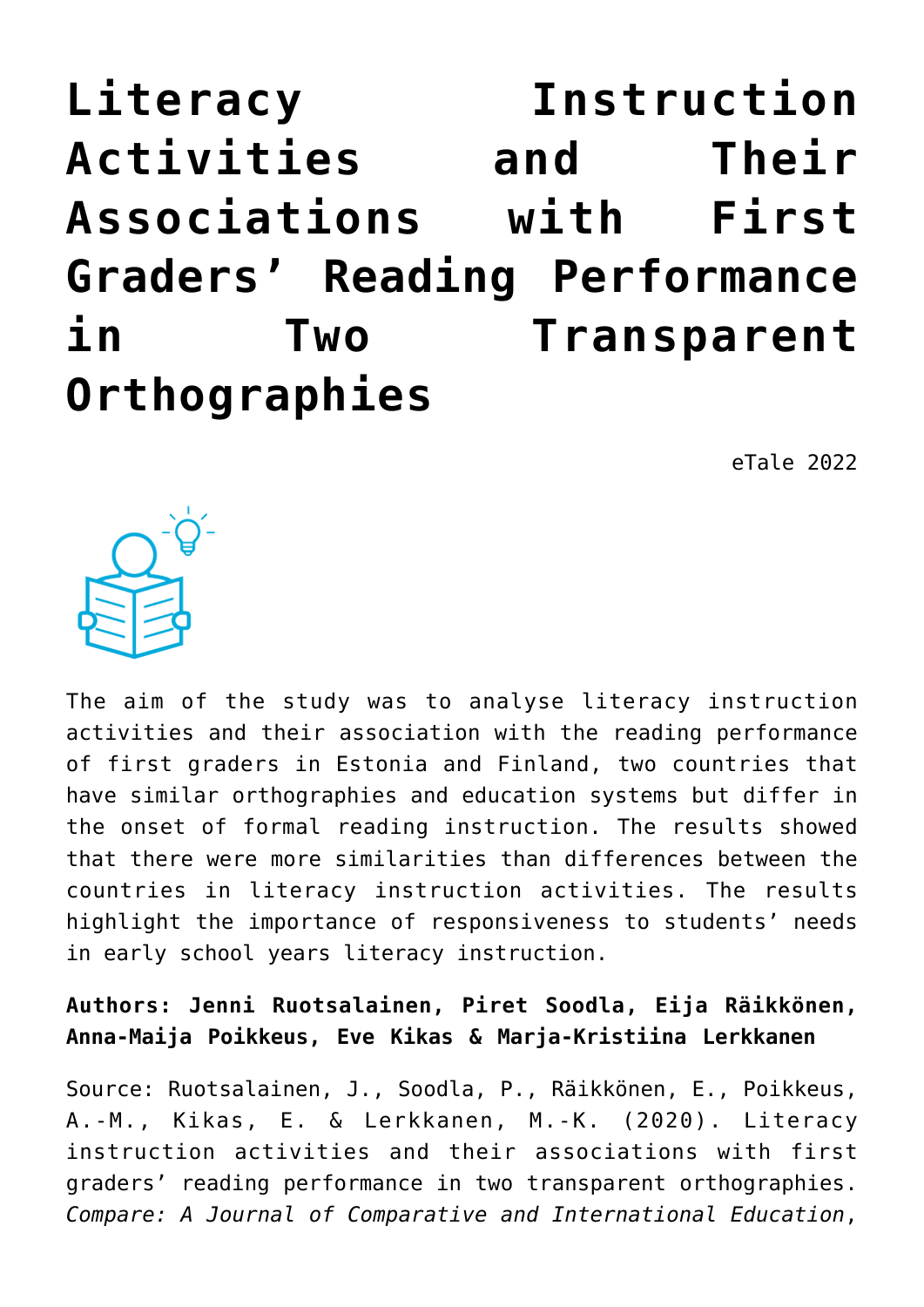# Literacy Instruction Activities and Their Associations with First Graders' Reading Performance in Two Transparent Orthographies

eTale 2022

The aim of the study was to analyse literacy instruction activities and their association with the reading performance of first graders in Estonia and Finland, two countries that have similar orthographies and education systems but differ in the onset of formal reading instruction. The results showed that there were more similarities than differences between the countries in literacy instruction activities. The results highlight the importance of responsiveness to students' needs in early school years literacy instruction.

**Authors: Jenni Ruotsalainen, Piret Soodla, Eija Räikkönen, Anna-Maija Poikkeus, Eve Kikas & Marja-Kristiina Lerkkanen**

Source: Ruotsalainen, J., Soodla, P., Räikkönen, E., Poikkeus, A.-M., Kikas, E. & Lerkkanen, M.-K. (2020). Literacy instruction activities and their associations with first graders' reading performance in two transparent orthographies. *Compare: A Journal of Comparative and International Education*,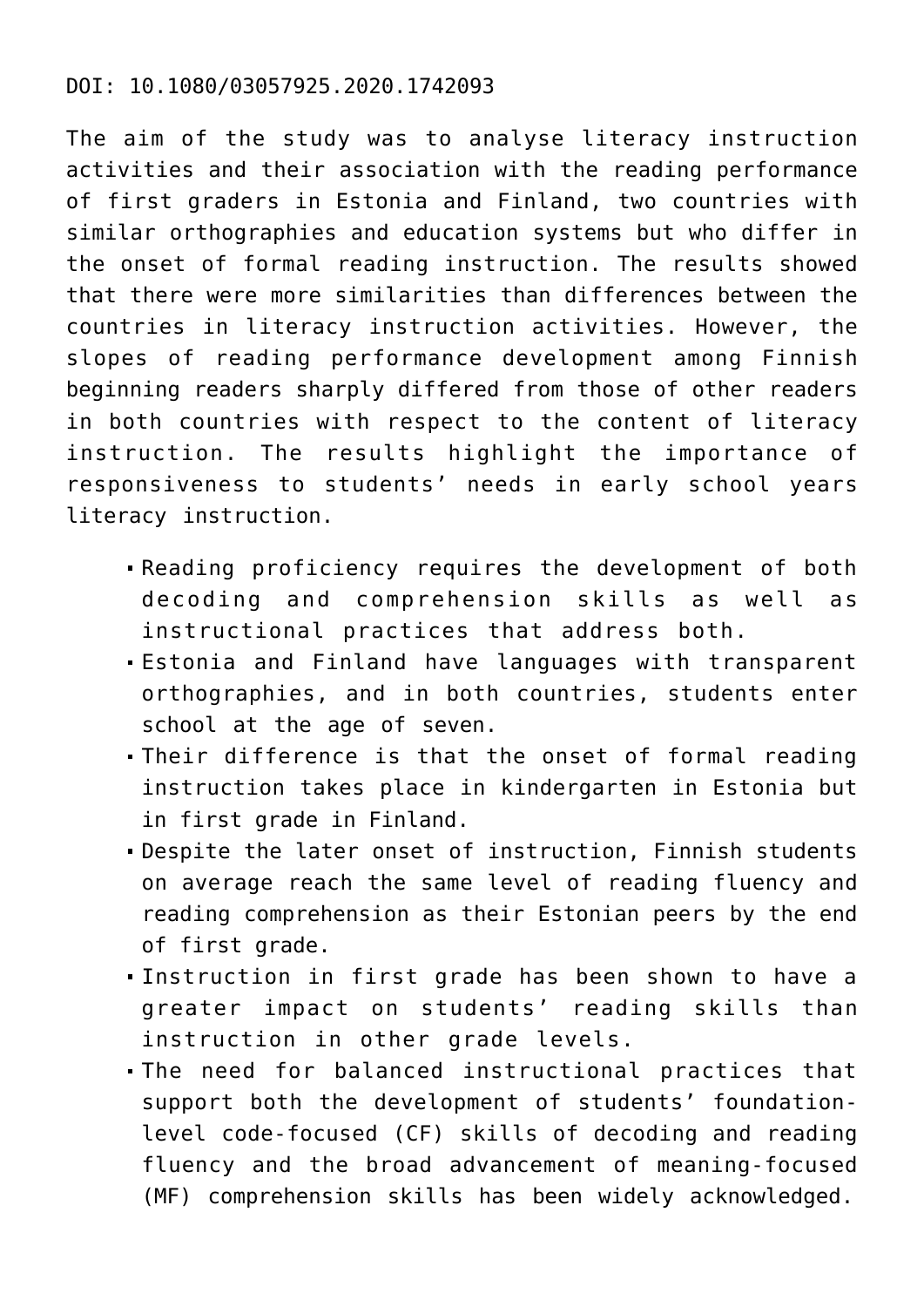DOI: 10.1080/03057925.2020.1742093

The aim of the study was to analyse literacy instruction activities and their association with the reading performance of first graders in Estonia and Finland, two countries with similar orthographies and education systems but who differ in the onset of formal reading instruction. The results showed that there were more similarities than differences between the countries in literacy instruction activities. However, the slopes of reading performance development among Finnish beginning readers sharply differed from those of other readers in both countries with respect to the content of literacy instruction. The results highlight the importance of responsiveness to students' needs in early school years literacy instruction.

- Reading proficiency requires the development of both decoding and comprehension skills as well as instructional practices that address both.
- Estonia and Finland have languages with transparent orthographies, and in both countries, students enter school at the age of seven.
- Their difference is that the onset of formal reading instruction takes place in kindergarten in Estonia but in first grade in Finland.
- Despite the later onset of instruction, Finnish students on average reach the same level of reading fluency and reading comprehension as their Estonian peers by the end of first grade.
- Instruction in first grade has been shown to have a greater impact on students' reading skills than instruction in other grade levels.
- The need for balanced instructional practices that support both the development of students' foundation-level code-focused (CF) skills of decoding and reading fluency and the broad advancement of meaning-focused (MF) comprehension skills has been widely acknowledged.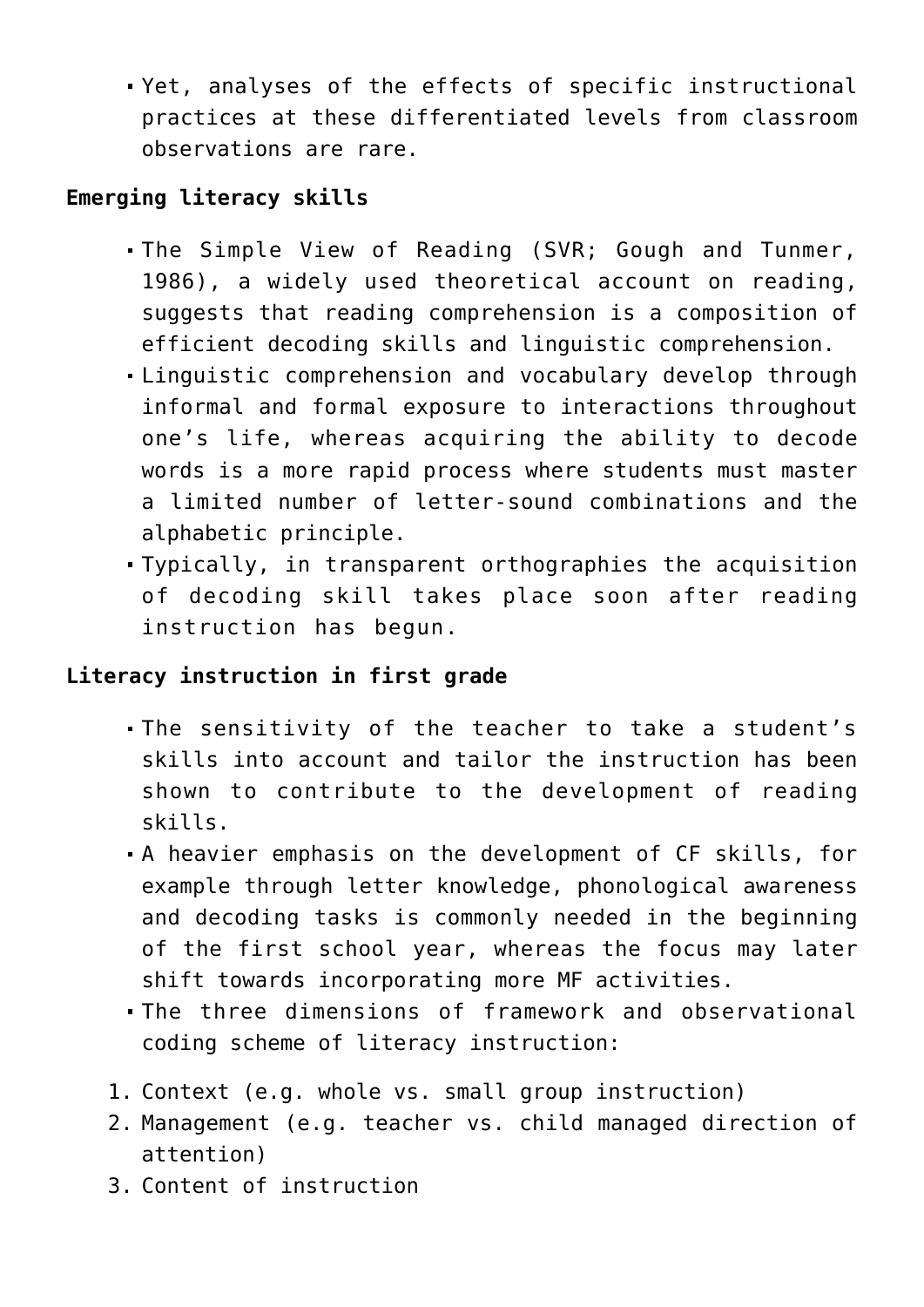- Yet, analyses of the effects of specific instructional practices at these differentiated levels from classroom observations are rare.

**Emerging literacy skills**

- The Simple View of Reading (SVR; Gough and Tunmer, 1986), a widely used theoretical account on reading, suggests that reading comprehension is a composition of efficient decoding skills and linguistic comprehension.
- Linguistic comprehension and vocabulary develop through informal and formal exposure to interactions throughout one's life, whereas acquiring the ability to decode words is a more rapid process where students must master a limited number of letter-sound combinations and the alphabetic principle.
- Typically, in transparent orthographies the acquisition of decoding skill takes place soon after reading instruction has begun.

**Literacy instruction in first grade**

- The sensitivity of the teacher to take a student's skills into account and tailor the instruction has been shown to contribute to the development of reading skills.
- A heavier emphasis on the development of CF skills, for example through letter knowledge, phonological awareness and decoding tasks is commonly needed in the beginning of the first school year, whereas the focus may later shift towards incorporating more MF activities.
- The three dimensions of framework and observational coding scheme of literacy instruction:

1. Context (e.g. whole vs. small group instruction)
2. Management (e.g. teacher vs. child managed direction of attention)
3. Content of instruction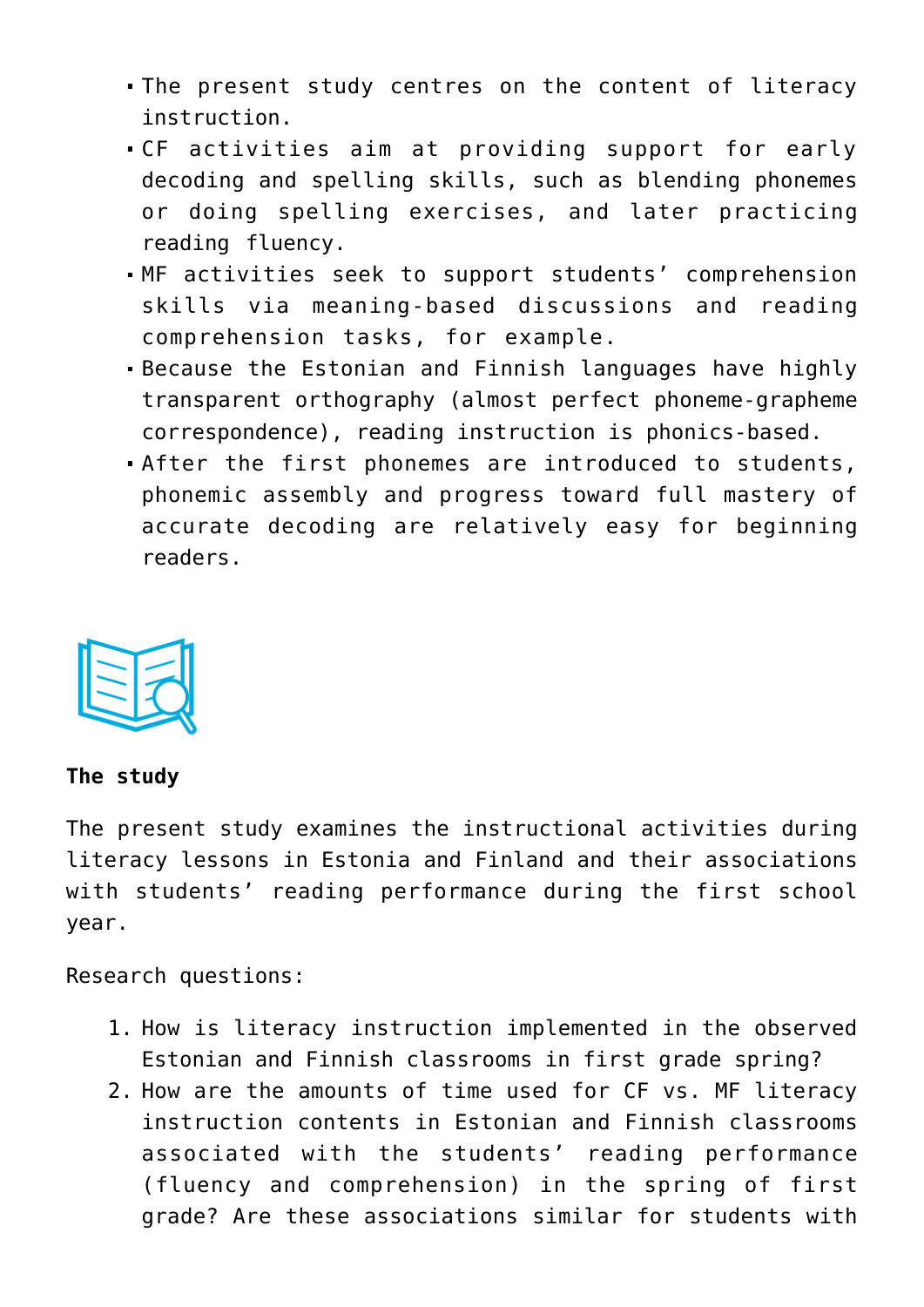- The present study centres on the content of literacy instruction.
- CF activities aim at providing support for early decoding and spelling skills, such as blending phonemes or doing spelling exercises, and later practicing reading fluency.
- MF activities seek to support students' comprehension skills via meaning-based discussions and reading comprehension tasks, for example.
- Because the Estonian and Finnish languages have highly transparent orthography (almost perfect phoneme-grapheme correspondence), reading instruction is phonics-based.
- After the first phonemes are introduced to students, phonemic assembly and progress toward full mastery of accurate decoding are relatively easy for beginning readers.

**The study**

The present study examines the instructional activities during literacy lessons in Estonia and Finland and their associations with students' reading performance during the first school year.

Research questions:

1. How is literacy instruction implemented in the observed Estonian and Finnish classrooms in first grade spring?
2. How are the amounts of time used for CF vs. MF literacy instruction contents in Estonian and Finnish classrooms associated with the students' reading performance (fluency and comprehension) in the spring of first grade? Are these associations similar for students with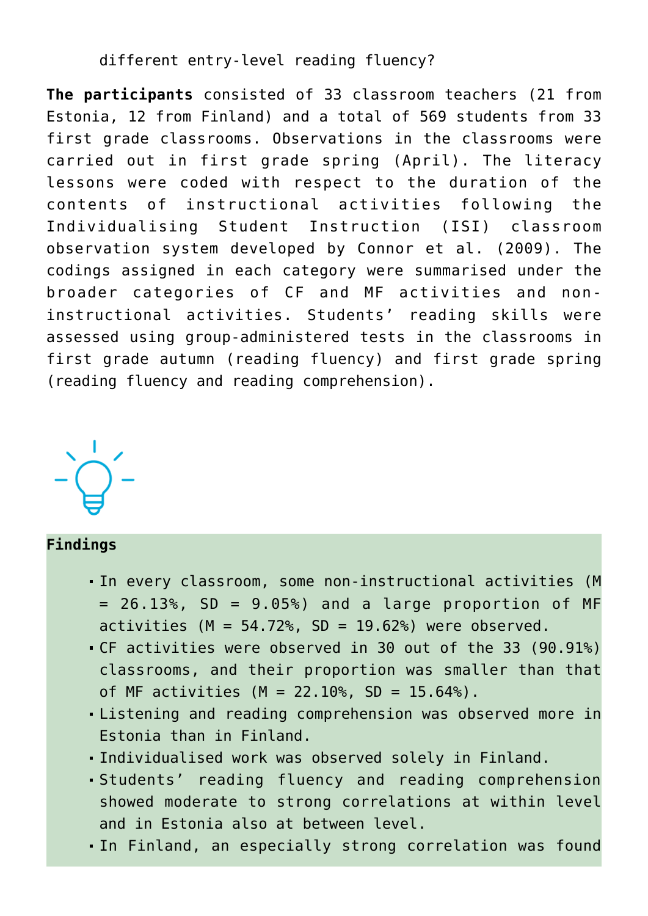different entry-level reading fluency?

**The participants** consisted of 33 classroom teachers (21 from Estonia, 12 from Finland) and a total of 569 students from 33 first grade classrooms. Observations in the classrooms were carried out in first grade spring (April). The literacy lessons were coded with respect to the duration of the contents of instructional activities following the Individualising Student Instruction (ISI) classroom observation system developed by Connor et al. (2009). The codings assigned in each category were summarised under the broader categories of CF and MF activities and non-instructional activities. Students' reading skills were assessed using group-administered tests in the classrooms in first grade autumn (reading fluency) and first grade spring (reading fluency and reading comprehension).

**Findings**

- In every classroom, some non-instructional activities ($M = 26.13\%$, $SD = 9.05\%$) and a large proportion of MF activities ($M = 54.72\%$, $SD = 19.62\%$) were observed.
- CF activities were observed in 30 out of the 33 (90.91%) classrooms, and their proportion was smaller than that of MF activities ($M = 22.10\%$, $SD = 15.64\%$).
- Listening and reading comprehension was observed more in Estonia than in Finland.
- Individualised work was observed solely in Finland.
- Students' reading fluency and reading comprehension showed moderate to strong correlations at within level and in Estonia also at between level.
- In Finland, an especially strong correlation was found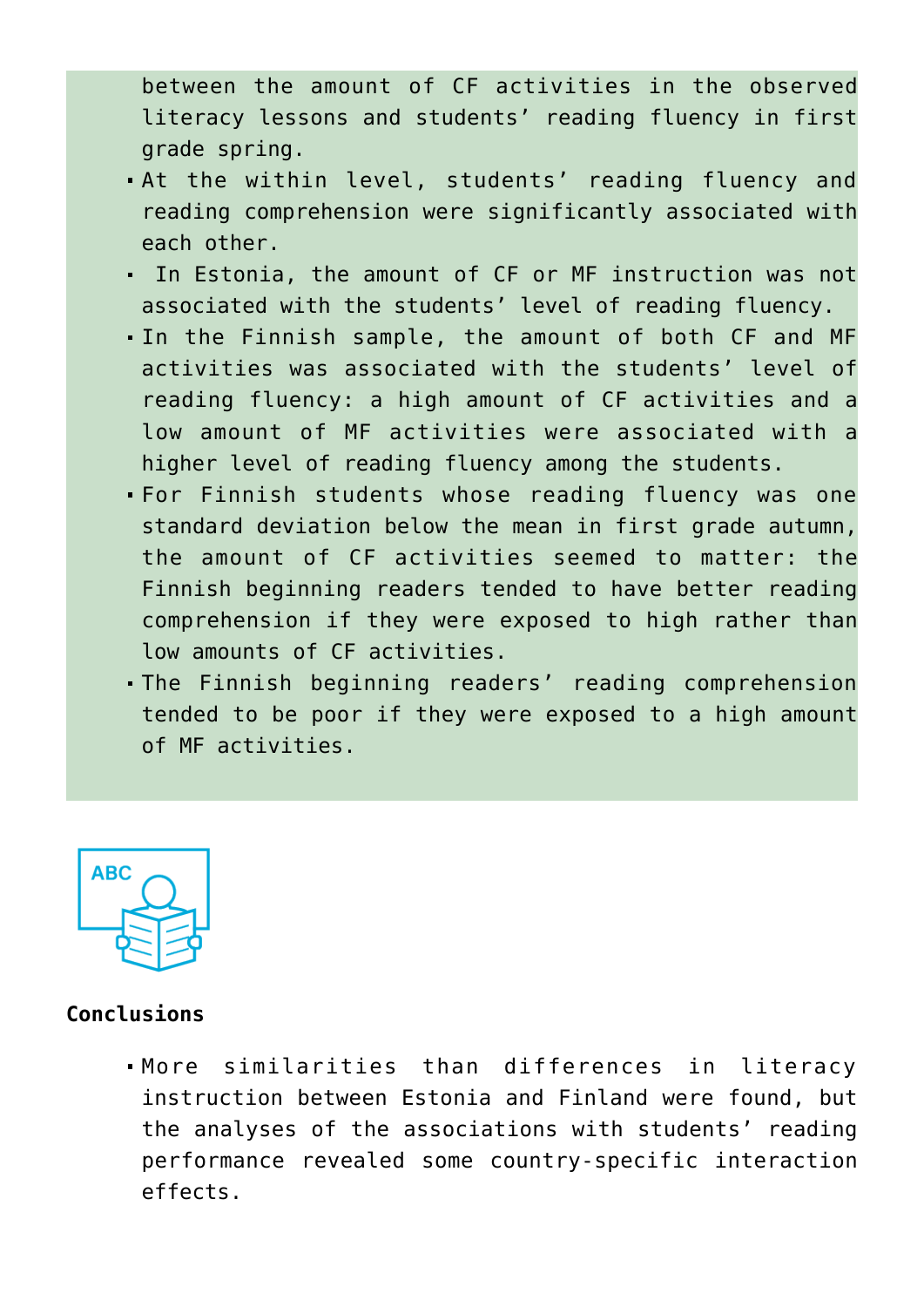between the amount of CF activities in the observed literacy lessons and students' reading fluency in first grade spring.

- At the within level, students' reading fluency and reading comprehension were significantly associated with each other.
- In Estonia, the amount of CF or MF instruction was not associated with the students' level of reading fluency.
- In the Finnish sample, the amount of both CF and MF activities was associated with the students' level of reading fluency: a high amount of CF activities and a low amount of MF activities were associated with a higher level of reading fluency among the students.
- For Finnish students whose reading fluency was one standard deviation below the mean in first grade autumn, the amount of CF activities seemed to matter: the Finnish beginning readers tended to have better reading comprehension if they were exposed to high rather than low amounts of CF activities.
- The Finnish beginning readers' reading comprehension tended to be poor if they were exposed to a high amount of MF activities.

**Conclusions**

- More similarities than differences in literacy instruction between Estonia and Finland were found, but the analyses of the associations with students' reading performance revealed some country-specific interaction effects.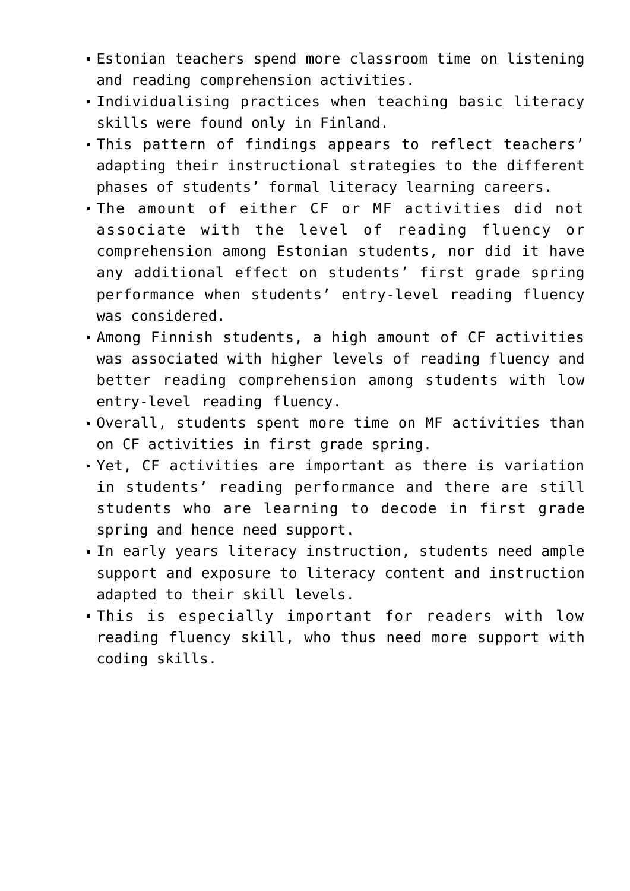- Estonian teachers spend more classroom time on listening and reading comprehension activities.
- Individualising practices when teaching basic literacy skills were found only in Finland.
- This pattern of findings appears to reflect teachers' adapting their instructional strategies to the different phases of students' formal literacy learning careers.
- The amount of either CF or MF activities did not associate with the level of reading fluency or comprehension among Estonian students, nor did it have any additional effect on students' first grade spring performance when students' entry-level reading fluency was considered.
- Among Finnish students, a high amount of CF activities was associated with higher levels of reading fluency and better reading comprehension among students with low entry-level reading fluency.
- Overall, students spent more time on MF activities than on CF activities in first grade spring.
- Yet, CF activities are important as there is variation in students' reading performance and there are still students who are learning to decode in first grade spring and hence need support.
- In early years literacy instruction, students need ample support and exposure to literacy content and instruction adapted to their skill levels.
- This is especially important for readers with low reading fluency skill, who thus need more support with coding skills.